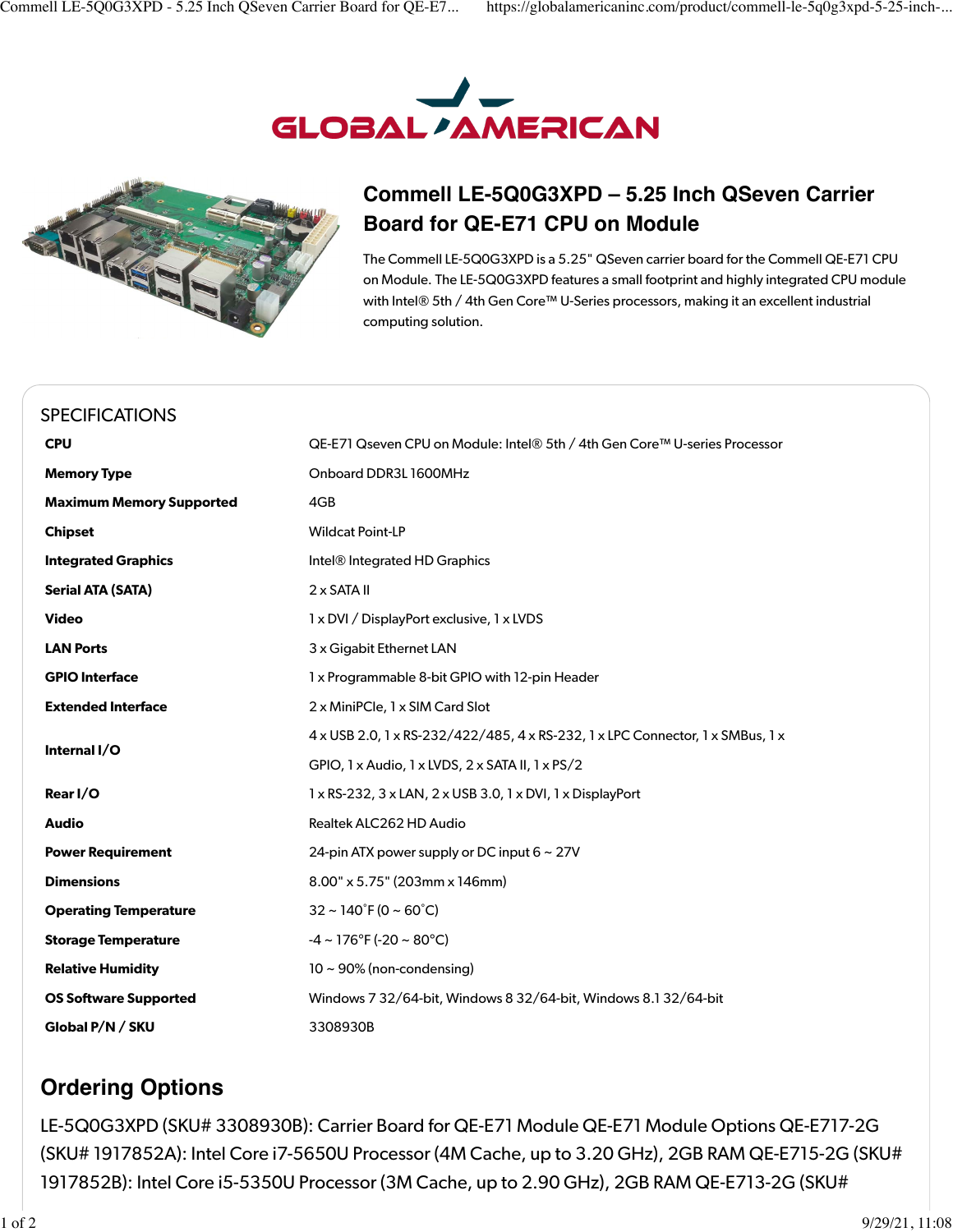# Commell LE-5Q0G3XPD – 5.25 Inch QSeven Carrier Board for QE-E71 CPU on Module

The Commell LE-5Q0G3XPD is a 5.25" QSeven carrier board for the Commell QE-E71 CPU on Module. The LE-5Q0G3XPD features a small footprint and highly integrated CPU module with Intel® 5th / 4th Gen Core™ U-Series processors, making it an excellent industrial computing solution.

## SPECIFICATIONS

| | |
|---|---|
| **CPU** | QE-E71 Qseven CPU on Module: Intel® 5th / 4th Gen Core™ U-series Processor |
| **Memory Type** | Onboard DDR3L 1600MHz |
| **Maximum Memory Supported** | 4GB |
| **Chipset** | Wildcat Point-LP |
| **Integrated Graphics** | Intel® Integrated HD Graphics |
| **Serial ATA (SATA)** | 2 x SATA II |
| **Video** | 1 x DVI / DisplayPort exclusive, 1 x LVDS |
| **LAN Ports** | 3 x Gigabit Ethernet LAN |
| **GPIO Interface** | 1 x Programmable 8-bit GPIO with 12-pin Header |
| **Extended Interface** | 2 x MiniPCIe, 1 x SIM Card Slot |
| **Internal I/O** | 4 x USB 2.0, 1 x RS-232/422/485, 4 x RS-232, 1 x LPC Connector, 1 x SMBus, 1 x GPIO, 1 x Audio, 1 x LVDS, 2 x SATA II, 1 x PS/2 |
| **Rear I/O** | 1 x RS-232, 3 x LAN, 2 x USB 3.0, 1 x DVI, 1 x DisplayPort |
| **Audio** | Realtek ALC262 HD Audio |
| **Power Requirement** | 24-pin ATX power supply or DC input 6 ~ 27V |
| **Dimensions** | 8.00" x 5.75" (203mm x 146mm) |
| **Operating Temperature** | 32 ~ 140˚F (0 ~ 60˚C) |
| **Storage Temperature** | -4 ~ 176°F (-20 ~ 80°C) |
| **Relative Humidity** | 10 ~ 90% (non-condensing) |
| **OS Software Supported** | Windows 7 32/64-bit, Windows 8 32/64-bit, Windows 8.1 32/64-bit |
| **Global P/N / SKU** | 3308930B |

## Ordering Options

LE-5Q0G3XPD (SKU# 3308930B): Carrier Board for QE-E71 Module QE-E71 Module Options QE-E717-2G (SKU# 1917852A): Intel Core i7-5650U Processor (4M Cache, up to 3.20 GHz), 2GB RAM QE-E715-2G (SKU# 1917852B): Intel Core i5-5350U Processor (3M Cache, up to 2.90 GHz), 2GB RAM QE-E713-2G (SKU#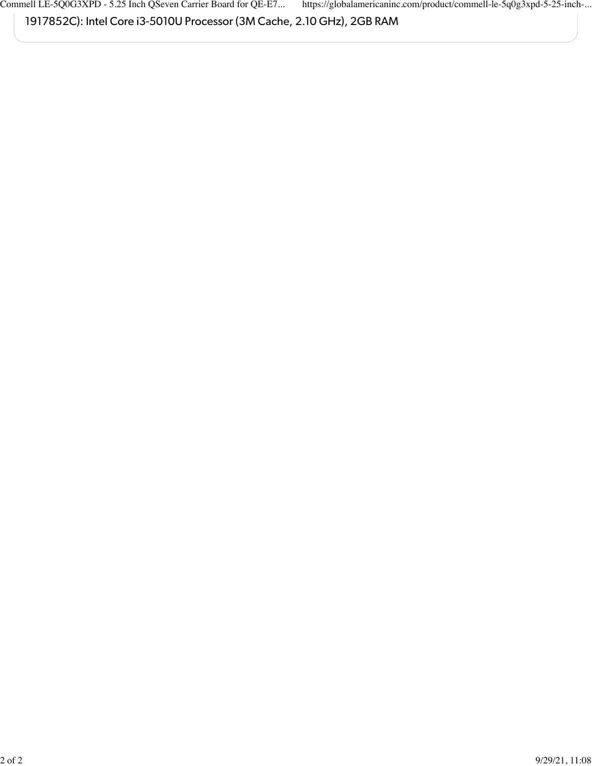1917852C): Intel Core i3-5010U Processor (3M Cache, 2.10 GHz), 2GB RAM